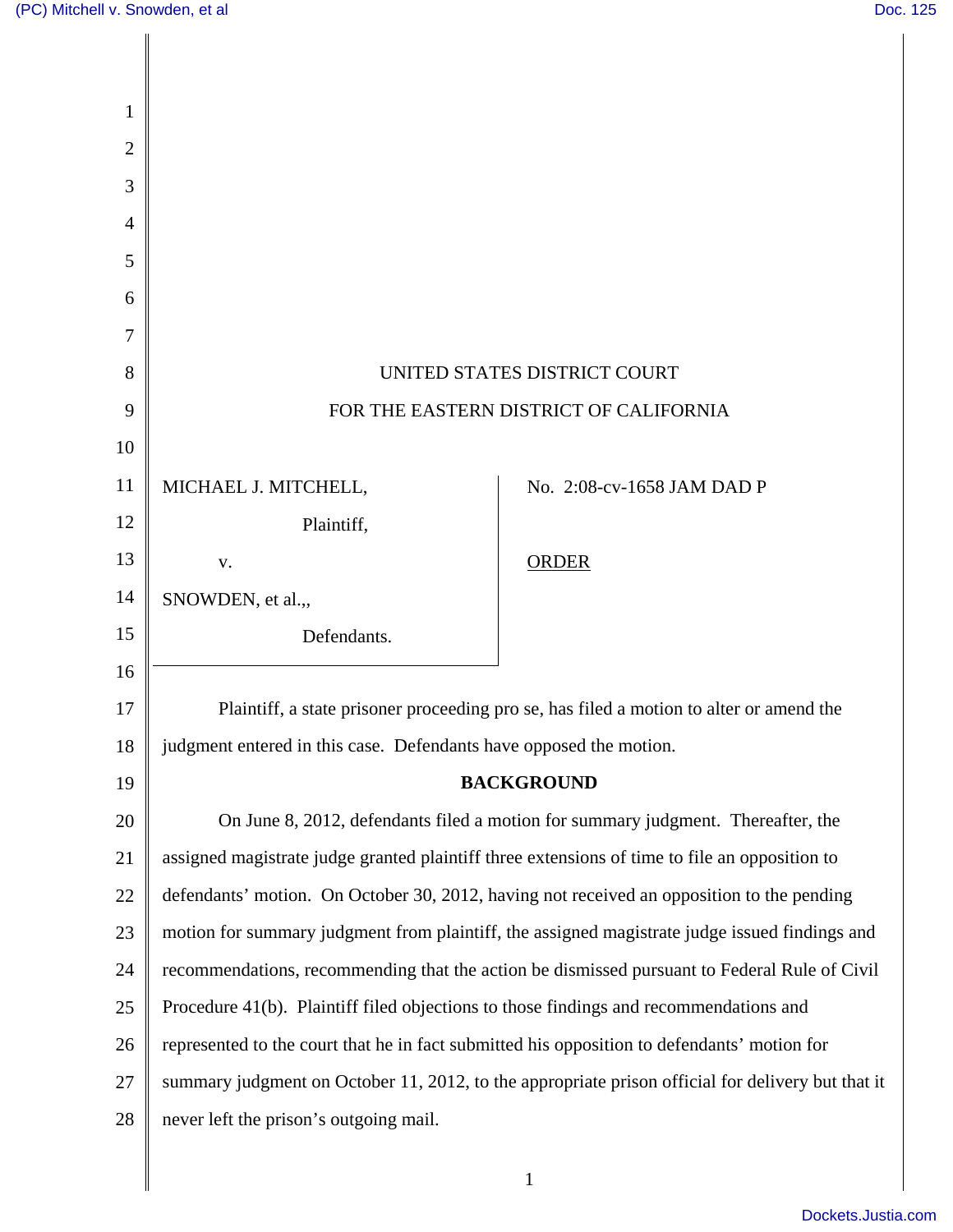UNITED STATES DISTRICT COURT

FOR THE EASTERN DISTRICT OF CALIFORNIA

| | |
|---|---|
| MICHAEL J. MITCHELL, Plaintiff, v. SNOWDEN, et al.,, Defendants. | No. 2:08-cv-1658 JAM DAD P ORDER |

Plaintiff, a state prisoner proceeding pro se, has filed a motion to alter or amend the judgment entered in this case. Defendants have opposed the motion.

**BACKGROUND**

On June 8, 2012, defendants filed a motion for summary judgment. Thereafter, the assigned magistrate judge granted plaintiff three extensions of time to file an opposition to defendants' motion. On October 30, 2012, having not received an opposition to the pending motion for summary judgment from plaintiff, the assigned magistrate judge issued findings and recommendations, recommending that the action be dismissed pursuant to Federal Rule of Civil Procedure 41(b). Plaintiff filed objections to those findings and recommendations and represented to the court that he in fact submitted his opposition to defendants' motion for summary judgment on October 11, 2012, to the appropriate prison official for delivery but that it never left the prison's outgoing mail.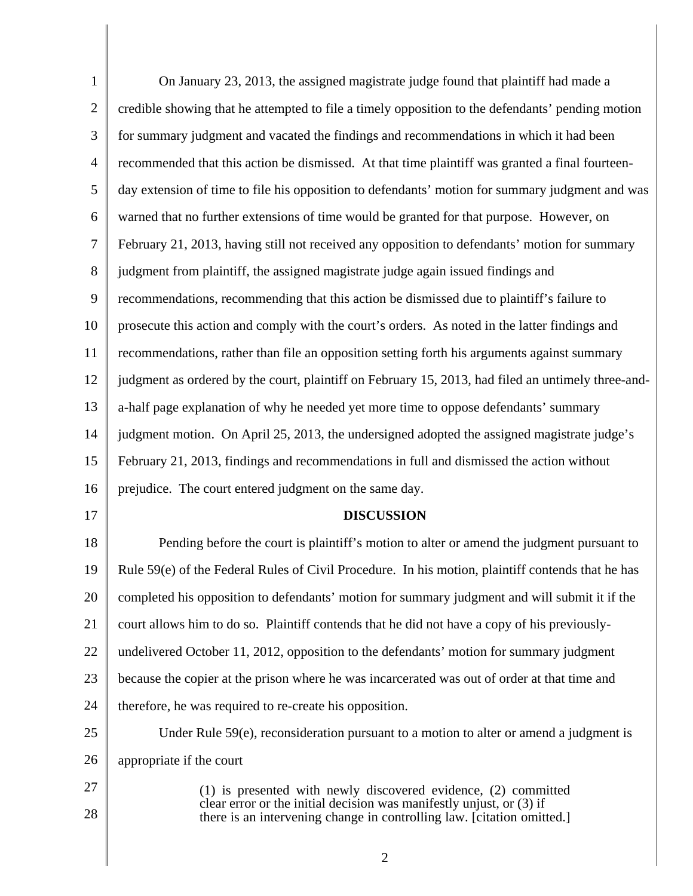On January 23, 2013, the assigned magistrate judge found that plaintiff had made a credible showing that he attempted to file a timely opposition to the defendants' pending motion for summary judgment and vacated the findings and recommendations in which it had been recommended that this action be dismissed. At that time plaintiff was granted a final fourteen-day extension of time to file his opposition to defendants' motion for summary judgment and was warned that no further extensions of time would be granted for that purpose. However, on February 21, 2013, having still not received any opposition to defendants' motion for summary judgment from plaintiff, the assigned magistrate judge again issued findings and recommendations, recommending that this action be dismissed due to plaintiff's failure to prosecute this action and comply with the court's orders. As noted in the latter findings and recommendations, rather than file an opposition setting forth his arguments against summary judgment as ordered by the court, plaintiff on February 15, 2013, had filed an untimely three-and-a-half page explanation of why he needed yet more time to oppose defendants' summary judgment motion. On April 25, 2013, the undersigned adopted the assigned magistrate judge's February 21, 2013, findings and recommendations in full and dismissed the action without prejudice. The court entered judgment on the same day.

## DISCUSSION

Pending before the court is plaintiff's motion to alter or amend the judgment pursuant to Rule 59(e) of the Federal Rules of Civil Procedure. In his motion, plaintiff contends that he has completed his opposition to defendants' motion for summary judgment and will submit it if the court allows him to do so. Plaintiff contends that he did not have a copy of his previously-undelivered October 11, 2012, opposition to the defendants' motion for summary judgment because the copier at the prison where he was incarcerated was out of order at that time and therefore, he was required to re-create his opposition.

Under Rule 59(e), reconsideration pursuant to a motion to alter or amend a judgment is appropriate if the court

> (1) is presented with newly discovered evidence, (2) committed clear error or the initial decision was manifestly unjust, or (3) if there is an intervening change in controlling law. [citation omitted.]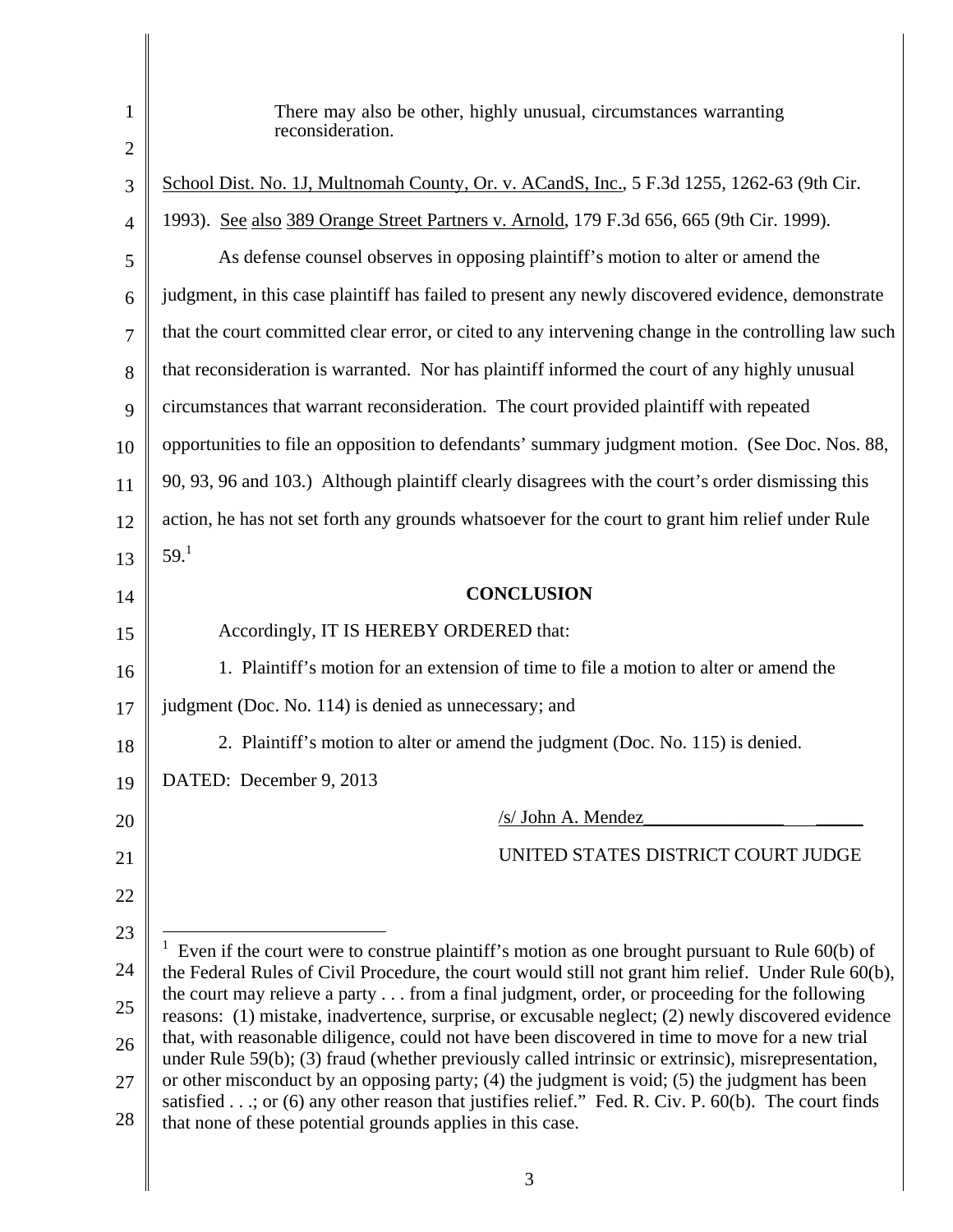> There may also be other, highly unusual, circumstances warranting reconsideration.

School Dist. No. 1J, Multnomah County, Or. v. ACandS, Inc., 5 F.3d 1255, 1262-63 (9th Cir. 1993). See also 389 Orange Street Partners v. Arnold, 179 F.3d 656, 665 (9th Cir. 1999).

As defense counsel observes in opposing plaintiff's motion to alter or amend the judgment, in this case plaintiff has failed to present any newly discovered evidence, demonstrate that the court committed clear error, or cited to any intervening change in the controlling law such that reconsideration is warranted. Nor has plaintiff informed the court of any highly unusual circumstances that warrant reconsideration. The court provided plaintiff with repeated opportunities to file an opposition to defendants' summary judgment motion. (See Doc. Nos. 88, 90, 93, 96 and 103.) Although plaintiff clearly disagrees with the court's order dismissing this action, he has not set forth any grounds whatsoever for the court to grant him relief under Rule 59.[1]

**CONCLUSION**

Accordingly, IT IS HEREBY ORDERED that:

1. Plaintiff's motion for an extension of time to file a motion to alter or amend the judgment (Doc. No. 114) is denied as unnecessary; and

2. Plaintiff's motion to alter or amend the judgment (Doc. No. 115) is denied.

DATED: December 9, 2013

/s/ John A. Mendez

UNITED STATES DISTRICT COURT JUDGE

---

[1] Even if the court were to construe plaintiff's motion as one brought pursuant to Rule 60(b) of the Federal Rules of Civil Procedure, the court would still not grant him relief. Under Rule 60(b), the court may relieve a party . . . from a final judgment, order, or proceeding for the following reasons: (1) mistake, inadvertence, surprise, or excusable neglect; (2) newly discovered evidence that, with reasonable diligence, could not have been discovered in time to move for a new trial under Rule 59(b); (3) fraud (whether previously called intrinsic or extrinsic), misrepresentation, or other misconduct by an opposing party; (4) the judgment is void; (5) the judgment has been satisfied . . .; or (6) any other reason that justifies relief." Fed. R. Civ. P. 60(b). The court finds that none of these potential grounds applies in this case.